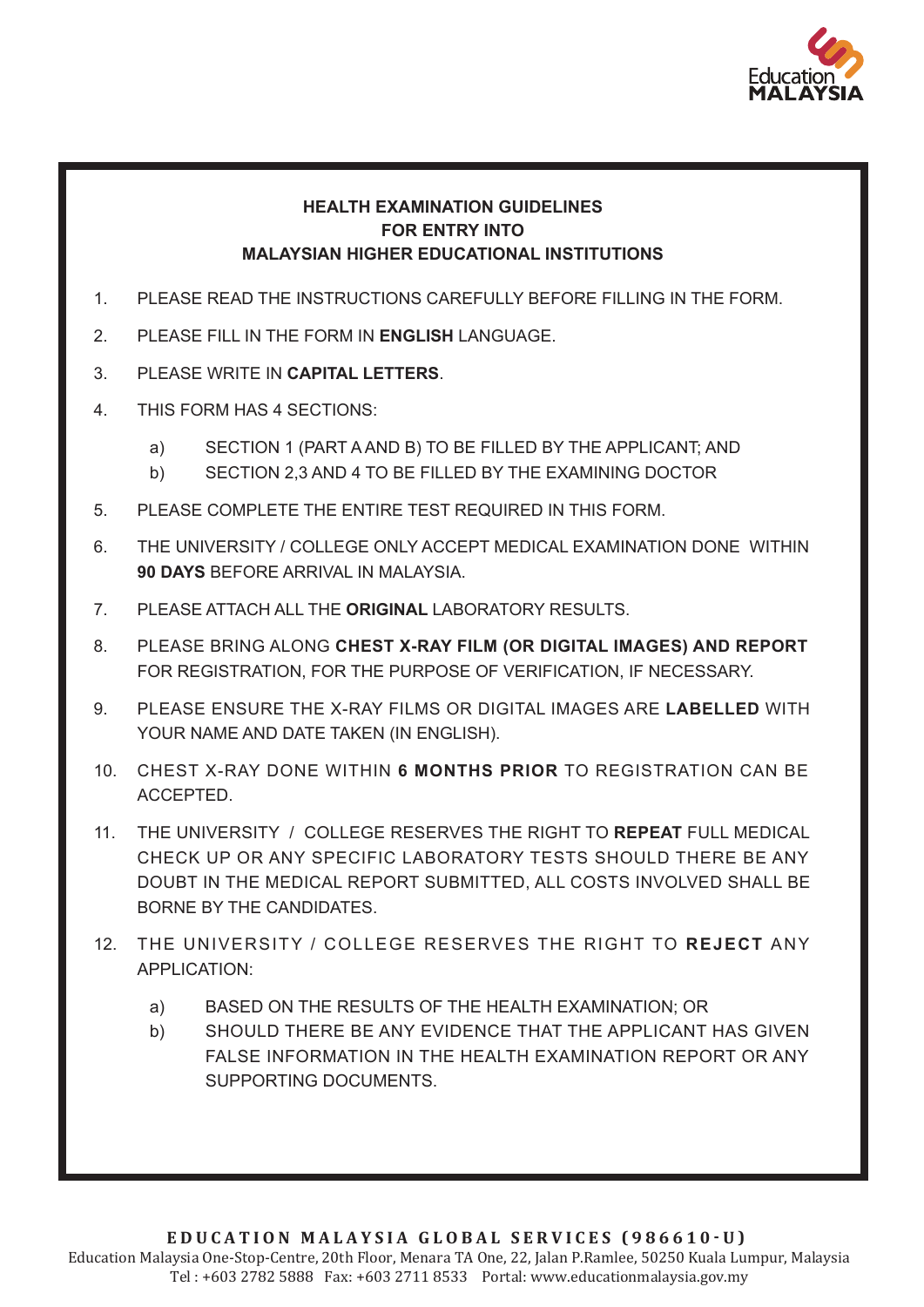Education MALAYSIA

## HEALTH EXAMINATION GUIDELINES FOR ENTRY INTO MALAYSIAN HIGHER EDUCATIONAL INSTITUTIONS

1. PLEASE READ THE INSTRUCTIONS CAREFULLY BEFORE FILLING IN THE FORM.
2. PLEASE FILL IN THE FORM IN **ENGLISH** LANGUAGE.
3. PLEASE WRITE IN **CAPITAL LETTERS**.
4. THIS FORM HAS 4 SECTIONS:
   a) SECTION 1 (PART A AND B) TO BE FILLED BY THE APPLICANT; AND
   b) SECTION 2,3 AND 4 TO BE FILLED BY THE EXAMINING DOCTOR
5. PLEASE COMPLETE THE ENTIRE TEST REQUIRED IN THIS FORM.
6. THE UNIVERSITY / COLLEGE ONLY ACCEPT MEDICAL EXAMINATION DONE WITHIN **90 DAYS** BEFORE ARRIVAL IN MALAYSIA.
7. PLEASE ATTACH ALL THE **ORIGINAL** LABORATORY RESULTS.
8. PLEASE BRING ALONG **CHEST X-RAY FILM (OR DIGITAL IMAGES) AND REPORT** FOR REGISTRATION, FOR THE PURPOSE OF VERIFICATION, IF NECESSARY.
9. PLEASE ENSURE THE X-RAY FILMS OR DIGITAL IMAGES ARE **LABELLED** WITH YOUR NAME AND DATE TAKEN (IN ENGLISH).
10. CHEST X-RAY DONE WITHIN **6 MONTHS PRIOR** TO REGISTRATION CAN BE ACCEPTED.
11. THE UNIVERSITY / COLLEGE RESERVES THE RIGHT TO **REPEAT** FULL MEDICAL CHECK UP OR ANY SPECIFIC LABORATORY TESTS SHOULD THERE BE ANY DOUBT IN THE MEDICAL REPORT SUBMITTED, ALL COSTS INVOLVED SHALL BE BORNE BY THE CANDIDATES.
12. THE UNIVERSITY / COLLEGE RESERVES THE RIGHT TO **REJECT** ANY APPLICATION:
    a) BASED ON THE RESULTS OF THE HEALTH EXAMINATION; OR
    b) SHOULD THERE BE ANY EVIDENCE THAT THE APPLICANT HAS GIVEN FALSE INFORMATION IN THE HEALTH EXAMINATION REPORT OR ANY SUPPORTING DOCUMENTS.

**EDUCATION MALAYSIA GLOBAL SERVICES (986610-U)**
Education Malaysia One-Stop-Centre, 20th Floor, Menara TA One, 22, Jalan P.Ramlee, 50250 Kuala Lumpur, Malaysia
Tel : +603 2782 5888 Fax: +603 2711 8533 Portal: www.educationmalaysia.gov.my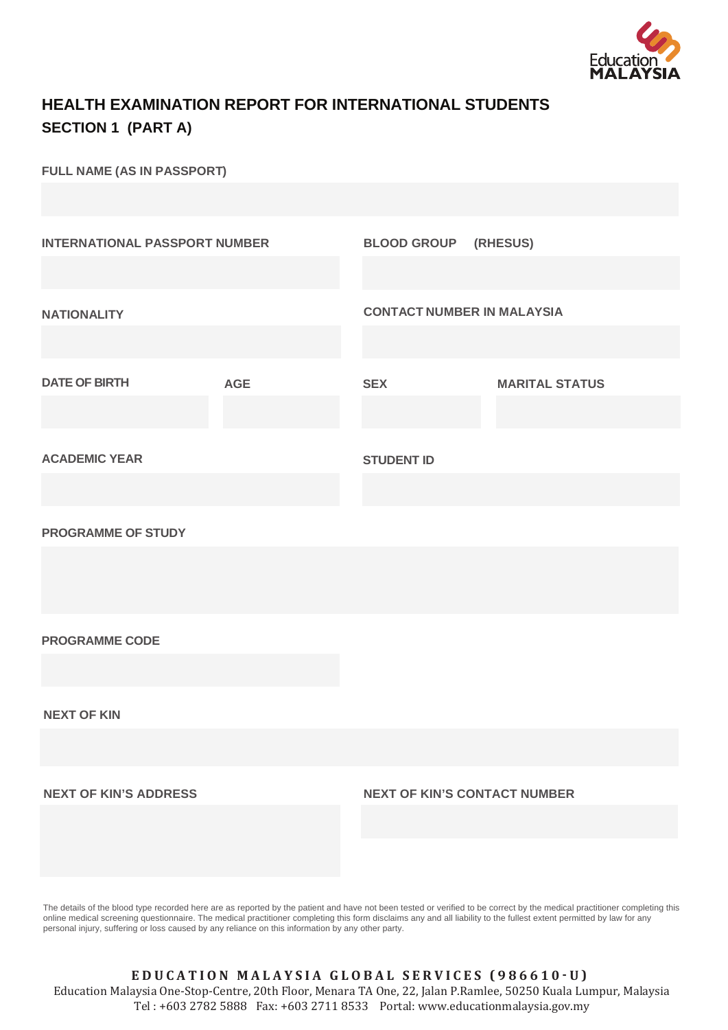## HEALTH EXAMINATION REPORT FOR INTERNATIONAL STUDENTS

### SECTION 1 (PART A)

**FULL NAME (AS IN PASSPORT)**

**INTERNATIONAL PASSPORT NUMBER**

**BLOOD GROUP (RHESUS)**

**NATIONALITY**

**CONTACT NUMBER IN MALAYSIA**

**DATE OF BIRTH**

**AGE**

**SEX**

**MARITAL STATUS**

**ACADEMIC YEAR**

**STUDENT ID**

**PROGRAMME OF STUDY**

**PROGRAMME CODE**

**NEXT OF KIN**

**NEXT OF KIN'S ADDRESS**

**NEXT OF KIN'S CONTACT NUMBER**

The details of the blood type recorded here are as reported by the patient and have not been tested or verified to be correct by the medical practitioner completing this online medical screening questionnaire. The medical practitioner completing this form disclaims any and all liability to the fullest extent permitted by law for any personal injury, suffering or loss caused by any reliance on this information by any other party.

**EDUCATION MALAYSIA GLOBAL SERVICES (986610-U)**

Education Malaysia One-Stop-Centre, 20th Floor, Menara TA One, 22, Jalan P.Ramlee, 50250 Kuala Lumpur, Malaysia

Tel : +603 2782 5888 Fax: +603 2711 8533 Portal: www.educationmalaysia.gov.my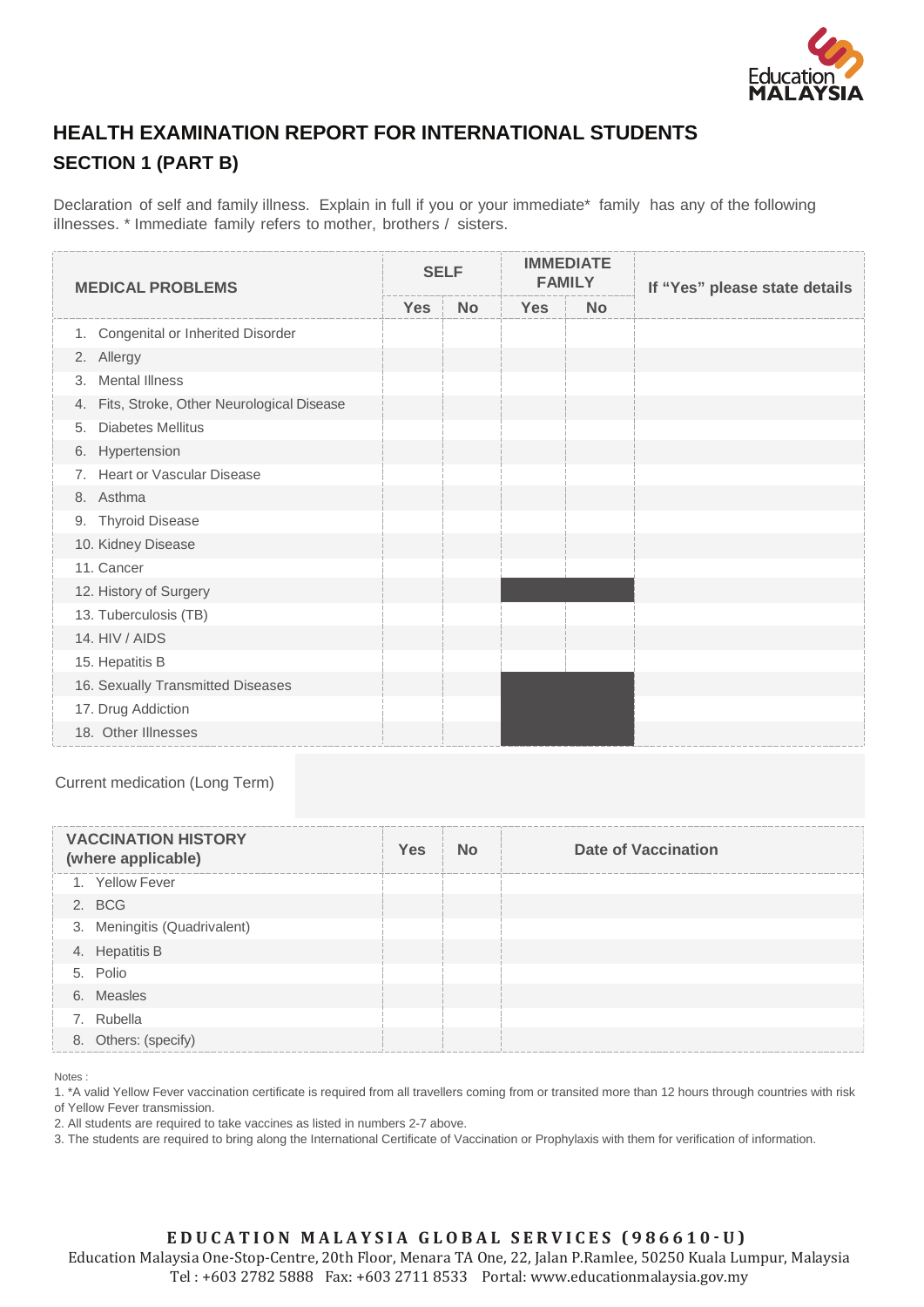## HEALTH EXAMINATION REPORT FOR INTERNATIONAL STUDENTS

### SECTION 1 (PART B)

Declaration of self and family illness. Explain in full if you or your immediate* family has any of the following illnesses. * Immediate family refers to mother, brothers / sisters.

| MEDICAL PROBLEMS | SELF | | IMMEDIATE FAMILY | | If "Yes" please state details |
|---|---|---|---|---|---|
| | Yes | No | Yes | No | |
| 1. Congenital or Inherited Disorder | | | | | |
| 2. Allergy | | | | | |
| 3. Mental Illness | | | | | |
| 4. Fits, Stroke, Other Neurological Disease | | | | | |
| 5. Diabetes Mellitus | | | | | |
| 6. Hypertension | | | | | |
| 7. Heart or Vascular Disease | | | | | |
| 8. Asthma | | | | | |
| 9. Thyroid Disease | | | | | |
| 10. Kidney Disease | | | | | |
| 11. Cancer | | | | | |
| 12. History of Surgery | | | | | |
| 13. Tuberculosis (TB) | | | | | |
| 14. HIV / AIDS | | | | | |
| 15. Hepatitis B | | | | | |
| 16. Sexually Transmitted Diseases | | | | | |
| 17. Drug Addiction | | | | | |
| 18. Other Illnesses | | | | | |

Current medication (Long Term)

| VACCINATION HISTORY (where applicable) | Yes | No | Date of Vaccination |
|---|---|---|---|
| 1. Yellow Fever | | | |
| 2. BCG | | | |
| 3. Meningitis (Quadrivalent) | | | |
| 4. Hepatitis B | | | |
| 5. Polio | | | |
| 6. Measles | | | |
| 7. Rubella | | | |
| 8. Others: (specify) | | | |

Notes :

1. *A valid Yellow Fever vaccination certificate is required from all travellers coming from or transited more than 12 hours through countries with risk of Yellow Fever transmission.
2. All students are required to take vaccines as listed in numbers 2-7 above.
3. The students are required to bring along the International Certificate of Vaccination or Prophylaxis with them for verification of information.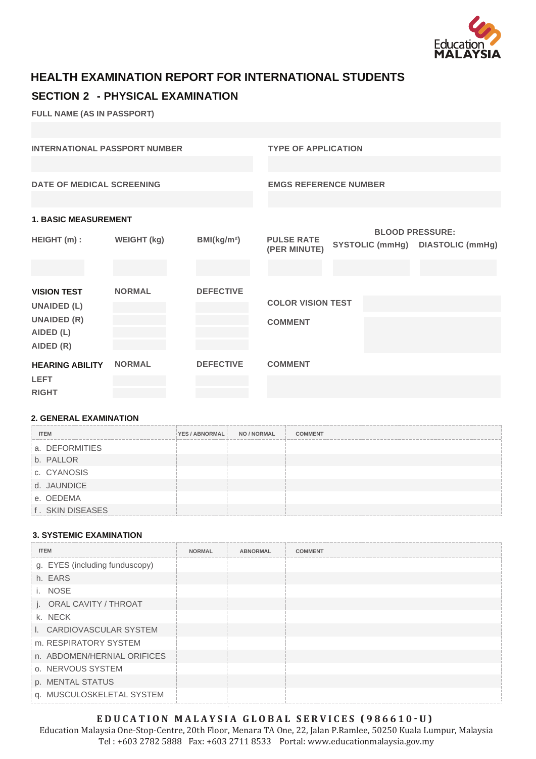Education MALAYSIA

# HEALTH EXAMINATION REPORT FOR INTERNATIONAL STUDENTS

## SECTION 2 - PHYSICAL EXAMINATION

**FULL NAME (AS IN PASSPORT)**

| INTERNATIONAL PASSPORT NUMBER | TYPE OF APPLICATION |
|---|---|
| | |

| DATE OF MEDICAL SCREENING | EMGS REFERENCE NUMBER |
|---|---|
| | |

### 1. BASIC MEASUREMENT

| HEIGHT (m) : | WEIGHT (kg) | BMI(kg/m²) | PULSE RATE (PER MINUTE) | BLOOD PRESSURE: SYSTOLIC (mmHg) | BLOOD PRESSURE: DIASTOLIC (mmHg) |
|---|---|---|---|---|---|
| | | | | | |

| VISION TEST | NORMAL | DEFECTIVE |
|---|---|---|
| UNAIDED (L) | | |
| UNAIDED (R) | | |
| AIDED (L) | | |
| AIDED (R) | | |

**COLOR VISION TEST**

**COMMENT**

| HEARING ABILITY | NORMAL | DEFECTIVE |
|---|---|---|
| LEFT | | |
| RIGHT | | |

**COMMENT**

### 2. GENERAL EXAMINATION

| ITEM | YES / ABNORMAL | NO / NORMAL | COMMENT |
|---|---|---|---|
| a. DEFORMITIES | | | |
| b. PALLOR | | | |
| c. CYANOSIS | | | |
| d. JAUNDICE | | | |
| e. OEDEMA | | | |
| f. SKIN DISEASES | | | |

### 3. SYSTEMIC EXAMINATION

| ITEM | NORMAL | ABNORMAL | COMMENT |
|---|---|---|---|
| g. EYES (including funduscopy) | | | |
| h. EARS | | | |
| i. NOSE | | | |
| j. ORAL CAVITY / THROAT | | | |
| k. NECK | | | |
| l. CARDIOVASCULAR SYSTEM | | | |
| m. RESPIRATORY SYSTEM | | | |
| n. ABDOMEN/HERNIAL ORIFICES | | | |
| o. NERVOUS SYSTEM | | | |
| p. MENTAL STATUS | | | |
| q. MUSCULOSKELETAL SYSTEM | | | |

**EDUCATION MALAYSIA GLOBAL SERVICES (986610-U)**

Education Malaysia One-Stop-Centre, 20th Floor, Menara TA One, 22, Jalan P.Ramlee, 50250 Kuala Lumpur, Malaysia

Tel : +603 2782 5888 Fax: +603 2711 8533 Portal: www.educationmalaysia.gov.my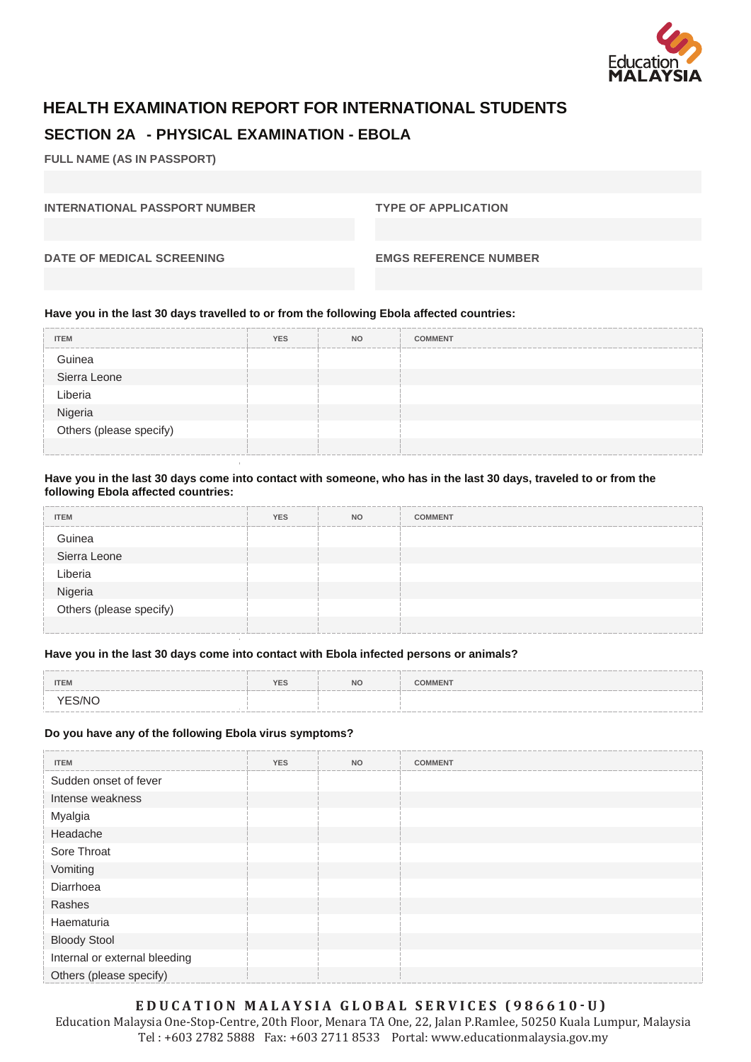# HEALTH EXAMINATION REPORT FOR INTERNATIONAL STUDENTS

## SECTION 2A - PHYSICAL EXAMINATION - EBOLA

**FULL NAME (AS IN PASSPORT)**

**INTERNATIONAL PASSPORT NUMBER**

**TYPE OF APPLICATION**

**DATE OF MEDICAL SCREENING**

**EMGS REFERENCE NUMBER**

**Have you in the last 30 days travelled to or from the following Ebola affected countries:**

| ITEM | YES | NO | COMMENT |
|---|---|---|---|
| Guinea | | | |
| Sierra Leone | | | |
| Liberia | | | |
| Nigeria | | | |
| Others (please specify) | | | |
| | | | |

**Have you in the last 30 days come into contact with someone, who has in the last 30 days, traveled to or from the following Ebola affected countries:**

| ITEM | YES | NO | COMMENT |
|---|---|---|---|
| Guinea | | | |
| Sierra Leone | | | |
| Liberia | | | |
| Nigeria | | | |
| Others (please specify) | | | |
| | | | |

**Have you in the last 30 days come into contact with Ebola infected persons or animals?**

| ITEM | YES | NO | COMMENT |
|---|---|---|---|
| YES/NO | | | |

**Do you have any of the following Ebola virus symptoms?**

| ITEM | YES | NO | COMMENT |
|---|---|---|---|
| Sudden onset of fever | | | |
| Intense weakness | | | |
| Myalgia | | | |
| Headache | | | |
| Sore Throat | | | |
| Vomiting | | | |
| Diarrhoea | | | |
| Rashes | | | |
| Haematuria | | | |
| Bloody Stool | | | |
| Internal or external bleeding | | | |
| Others (please specify) | | | |

**EDUCATION MALAYSIA GLOBAL SERVICES (986610-U)**
Education Malaysia One-Stop-Centre, 20th Floor, Menara TA One, 22, Jalan P.Ramlee, 50250 Kuala Lumpur, Malaysia
Tel : +603 2782 5888 Fax: +603 2711 8533 Portal: www.educationmalaysia.gov.my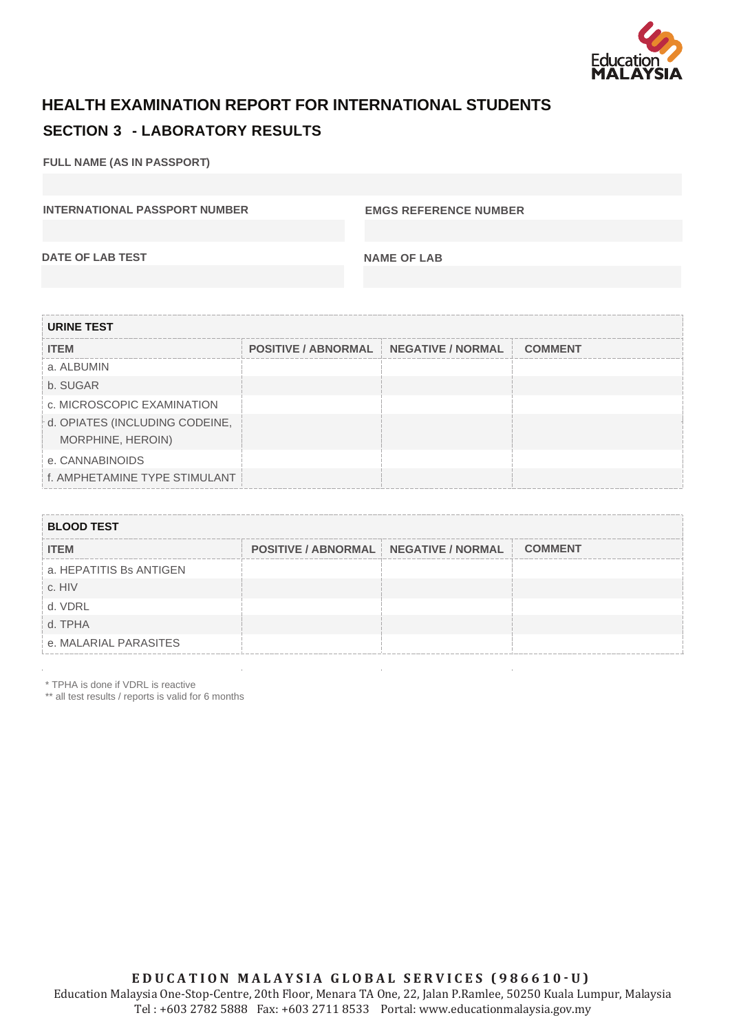# HEALTH EXAMINATION REPORT FOR INTERNATIONAL STUDENTS

## SECTION 3 - LABORATORY RESULTS

**FULL NAME (AS IN PASSPORT)**

**INTERNATIONAL PASSPORT NUMBER**

**EMGS REFERENCE NUMBER**

**DATE OF LAB TEST**

**NAME OF LAB**

| URINE TEST | | | |
|---|---|---|---|
| **ITEM** | **POSITIVE / ABNORMAL** | **NEGATIVE / NORMAL** | **COMMENT** |
| a. ALBUMIN | | | |
| b. SUGAR | | | |
| c. MICROSCOPIC EXAMINATION | | | |
| d. OPIATES (INCLUDING CODEINE, MORPHINE, HEROIN) | | | |
| e. CANNABINOIDS | | | |
| f. AMPHETAMINE TYPE STIMULANT | | | |

| BLOOD TEST | | | |
|---|---|---|---|
| **ITEM** | **POSITIVE / ABNORMAL** | **NEGATIVE / NORMAL** | **COMMENT** |
| a. HEPATITIS Bs ANTIGEN | | | |
| c. HIV | | | |
| d. VDRL | | | |
| d. TPHA | | | |
| e. MALARIAL PARASITES | | | |

* TPHA is done if VDRL is reactive
** all test results / reports is valid for 6 months

**EDUCATION MALAYSIA GLOBAL SERVICES (986610-U)**
Education Malaysia One-Stop-Centre, 20th Floor, Menara TA One, 22, Jalan P.Ramlee, 50250 Kuala Lumpur, Malaysia
Tel : +603 2782 5888 Fax: +603 2711 8533 Portal: www.educationmalaysia.gov.my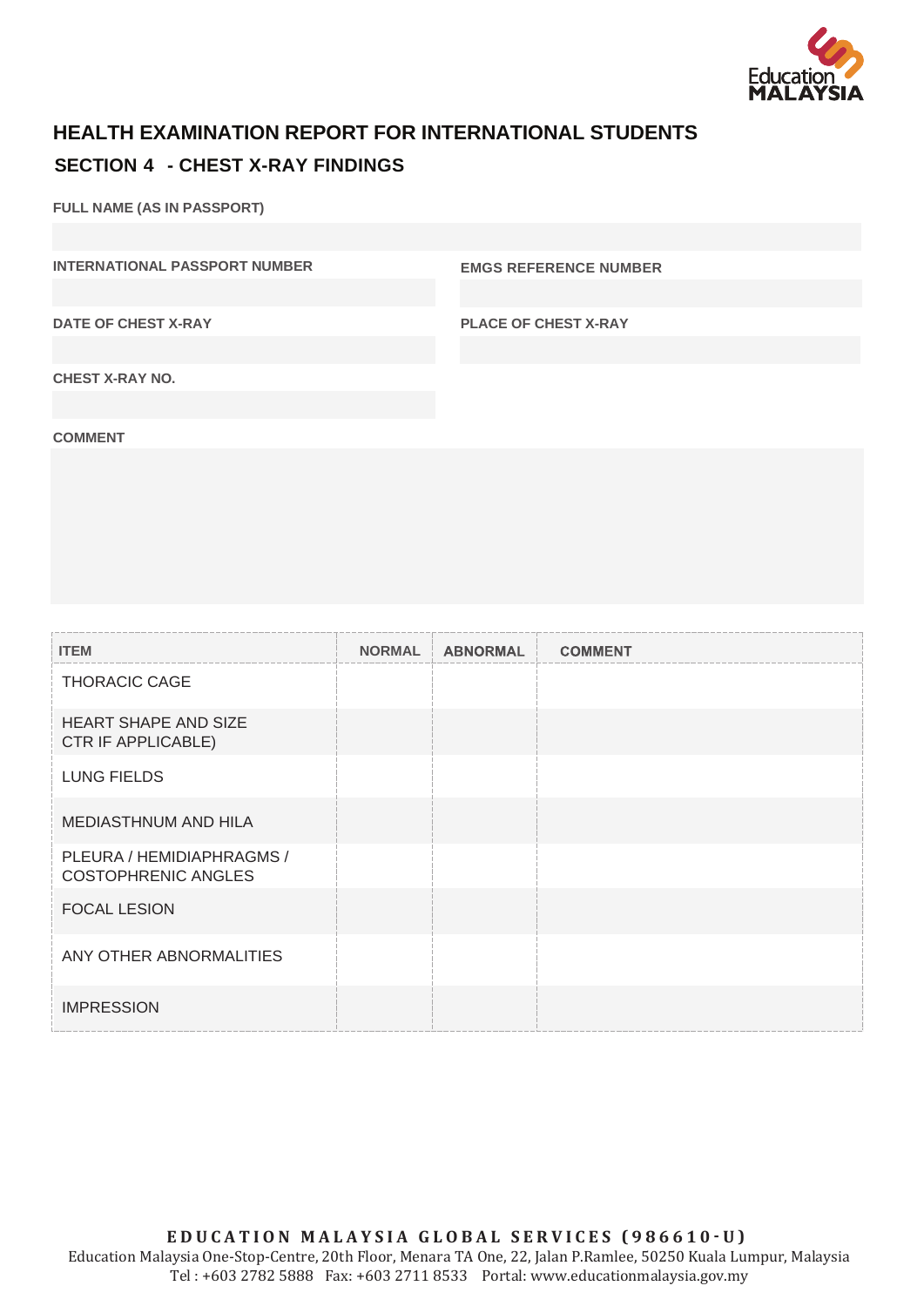## HEALTH EXAMINATION REPORT FOR INTERNATIONAL STUDENTS

### SECTION 4 - CHEST X-RAY FINDINGS

**FULL NAME (AS IN PASSPORT)**

**INTERNATIONAL PASSPORT NUMBER**

**EMGS REFERENCE NUMBER**

**DATE OF CHEST X-RAY**

**PLACE OF CHEST X-RAY**

**CHEST X-RAY NO.**

**COMMENT**

| ITEM | NORMAL | ABNORMAL | COMMENT |
|---|---|---|---|
| THORACIC CAGE | | | |
| HEART SHAPE AND SIZE CTR IF APPLICABLE) | | | |
| LUNG FIELDS | | | |
| MEDIASTHNUM AND HILA | | | |
| PLEURA / HEMIDIAPHRAGMS / COSTOPHRENIC ANGLES | | | |
| FOCAL LESION | | | |
| ANY OTHER ABNORMALITIES | | | |
| IMPRESSION | | | |

**EDUCATION MALAYSIA GLOBAL SERVICES (986610-U)**
Education Malaysia One-Stop-Centre, 20th Floor, Menara TA One, 22, Jalan P.Ramlee, 50250 Kuala Lumpur, Malaysia
Tel : +603 2782 5888 Fax: +603 2711 8533 Portal: www.educationmalaysia.gov.my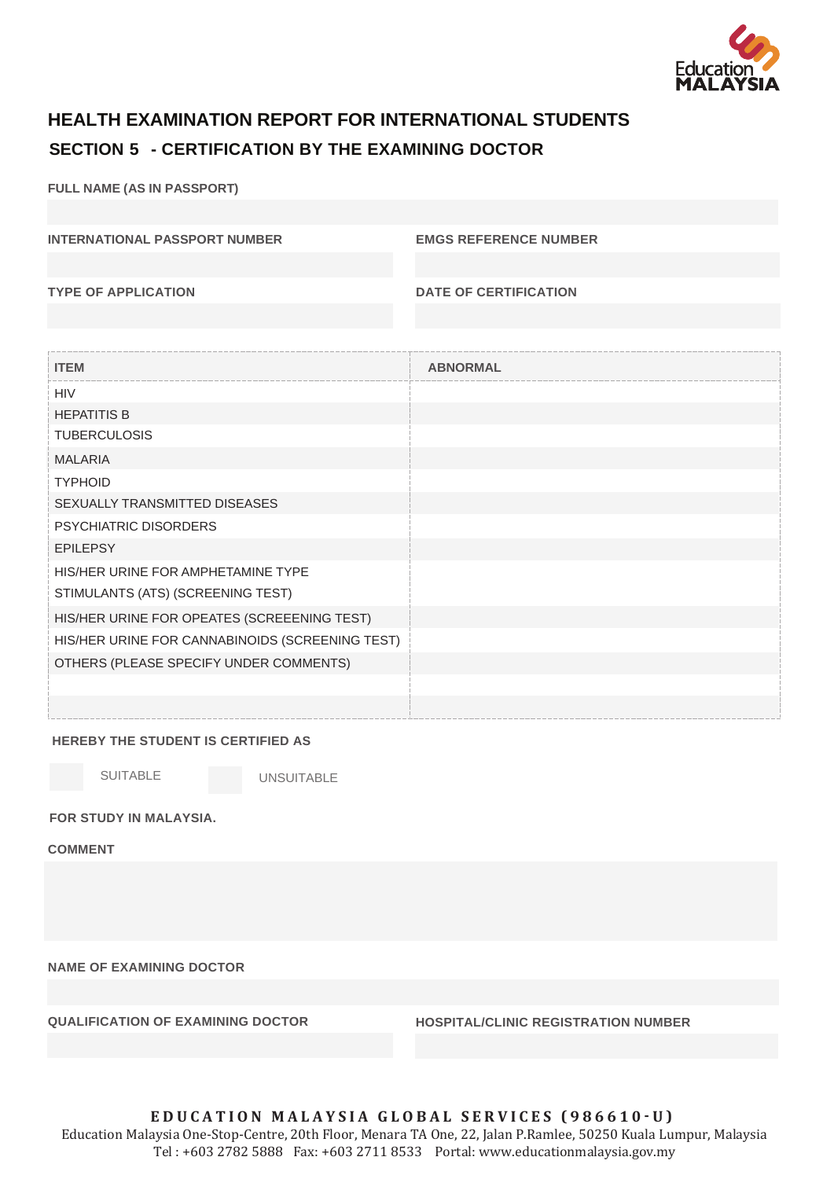Education MALAYSIA

# HEALTH EXAMINATION REPORT FOR INTERNATIONAL STUDENTS

## SECTION 5 - CERTIFICATION BY THE EXAMINING DOCTOR

**FULL NAME (AS IN PASSPORT)**

**INTERNATIONAL PASSPORT NUMBER**

**EMGS REFERENCE NUMBER**

**TYPE OF APPLICATION**

**DATE OF CERTIFICATION**

| ITEM | ABNORMAL |
|---|---|
| HIV | |
| HEPATITIS B | |
| TUBERCULOSIS | |
| MALARIA | |
| TYPHOID | |
| SEXUALLY TRANSMITTED DISEASES | |
| PSYCHIATRIC DISORDERS | |
| EPILEPSY | |
| HIS/HER URINE FOR AMPHETAMINE TYPE STIMULANTS (ATS) (SCREENING TEST) | |
| HIS/HER URINE FOR OPEATES (SCREEENING TEST) | |
| HIS/HER URINE FOR CANNABINOIDS (SCREENING TEST) | |
| OTHERS (PLEASE SPECIFY UNDER COMMENTS) | |
| | |
| | |

**HEREBY THE STUDENT IS CERTIFIED AS**

☐ SUITABLE ☐ UNSUITABLE

**FOR STUDY IN MALAYSIA.**

**COMMENT**

**NAME OF EXAMINING DOCTOR**

**QUALIFICATION OF EXAMINING DOCTOR**

**HOSPITAL/CLINIC REGISTRATION NUMBER**

**EDUCATION MALAYSIA GLOBAL SERVICES (986610-U)**

Education Malaysia One-Stop-Centre, 20th Floor, Menara TA One, 22, Jalan P.Ramlee, 50250 Kuala Lumpur, Malaysia
Tel : +603 2782 5888 Fax: +603 2711 8533 Portal: www.educationmalaysia.gov.my